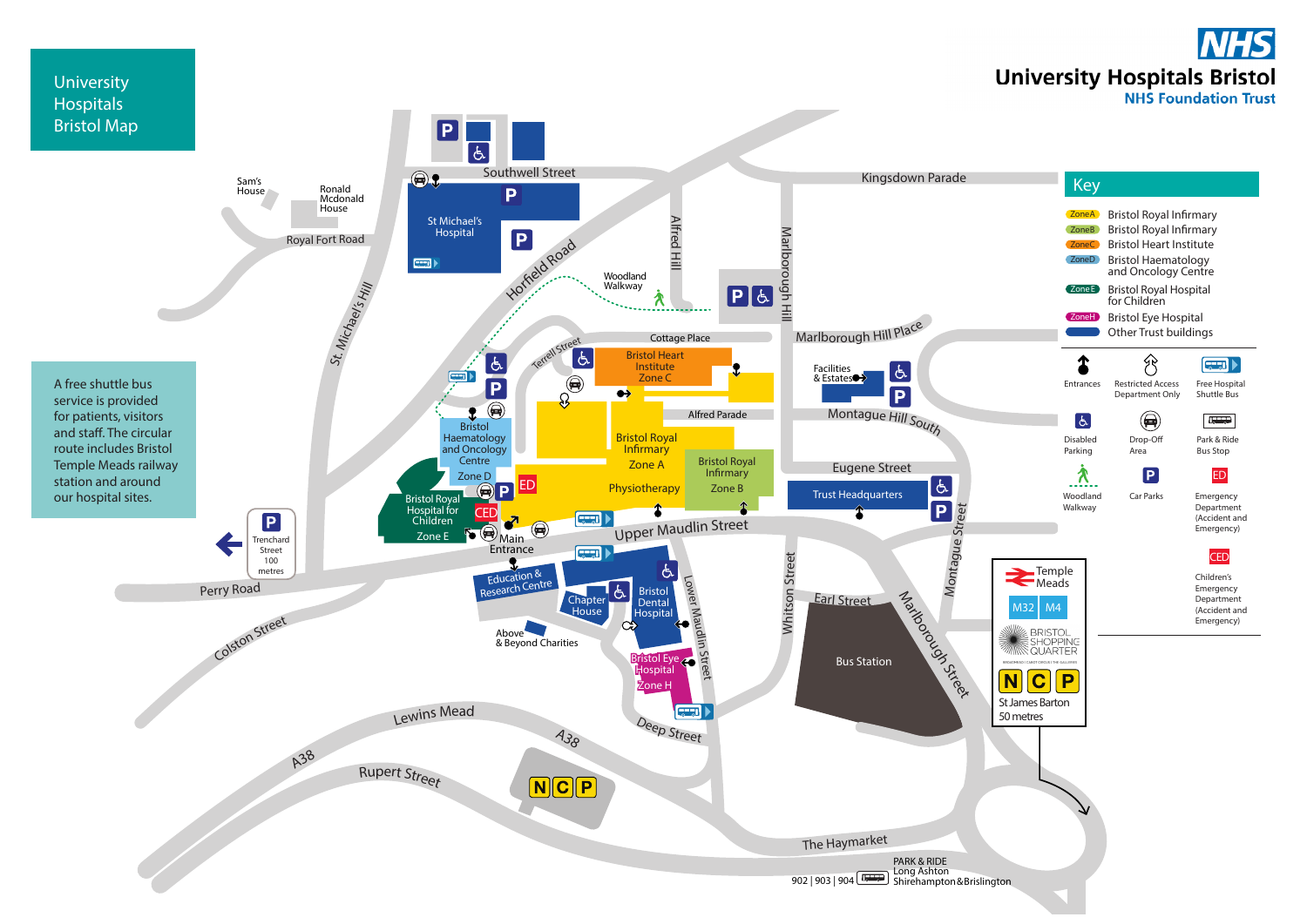# University Hospitals Bristol Map

**NHS**

**University Hospitals Bristol**
**NHS Foundation Trust**

A free shuttle bus service is provided for patients, visitors and staff. The circular route includes Bristol Temple Meads railway station and around our hospital sites.

## Key

| Code | Building |
| --- | --- |
| Zone A | Bristol Royal Infirmary |
| Zone B | Bristol Royal Infirmary |
| Zone C | Bristol Heart Institute |
| Zone D | Bristol Haematology and Oncology Centre |
| Zone E | Bristol Royal Hospital for Children |
| Zone H | Bristol Eye Hospital |
| (blue) | Other Trust buildings |

- Entrances
- Restricted Access Department Only
- Free Hospital Shuttle Bus
- Disabled Parking
- Drop-Off Area
- Park & Ride Bus Stop
- Woodland Walkway
- Car Parks
- ED – Emergency Department (Accident and Emergency)
- CED – Children's Emergency Department (Accident and Emergency)

Temple Meads
M32 | M4
Bristol Shopping Quarter
NCP
St James Barton 50 metres

Trenchard Street 100 metres

Sam's House · Ronald Mcdonald House · Royal Fort Road · St. Michael's Hill · Southwell Street · St Michael's Hospital · Horfield Road · Woodland Walkway · Alfred Hill · Marlborough Hill · Kingsdown Parade · Terrell Street · Cottage Place · Bristol Heart Institute Zone C · Marlborough Hill Place · Facilities & Estates · Montague Hill South · Alfred Parade · Bristol Haematology and Oncology Centre Zone D · Bristol Royal Infirmary Zone A · Bristol Royal Infirmary Zone B · Physiotherapy · Eugene Street · Trust Headquarters · Bristol Royal Hospital for Children Zone E · Main Entrance · Upper Maudlin Street · Perry Road · Education & Research Centre · Chapter House · Bristol Dental Hospital · Lower Maudlin Street · Whitson Street · Montague Street · Earl Street · Marlborough Street · Bus Station · Colston Street · Above & Beyond Charities · Bristol Eye Hospital Zone H · Lewins Mead · A38 · Deep Street · Rupert Street · NCP · The Haymarket

PARK & RIDE
902 | 903 | 904 Long Ashton Shirehampton & Brislington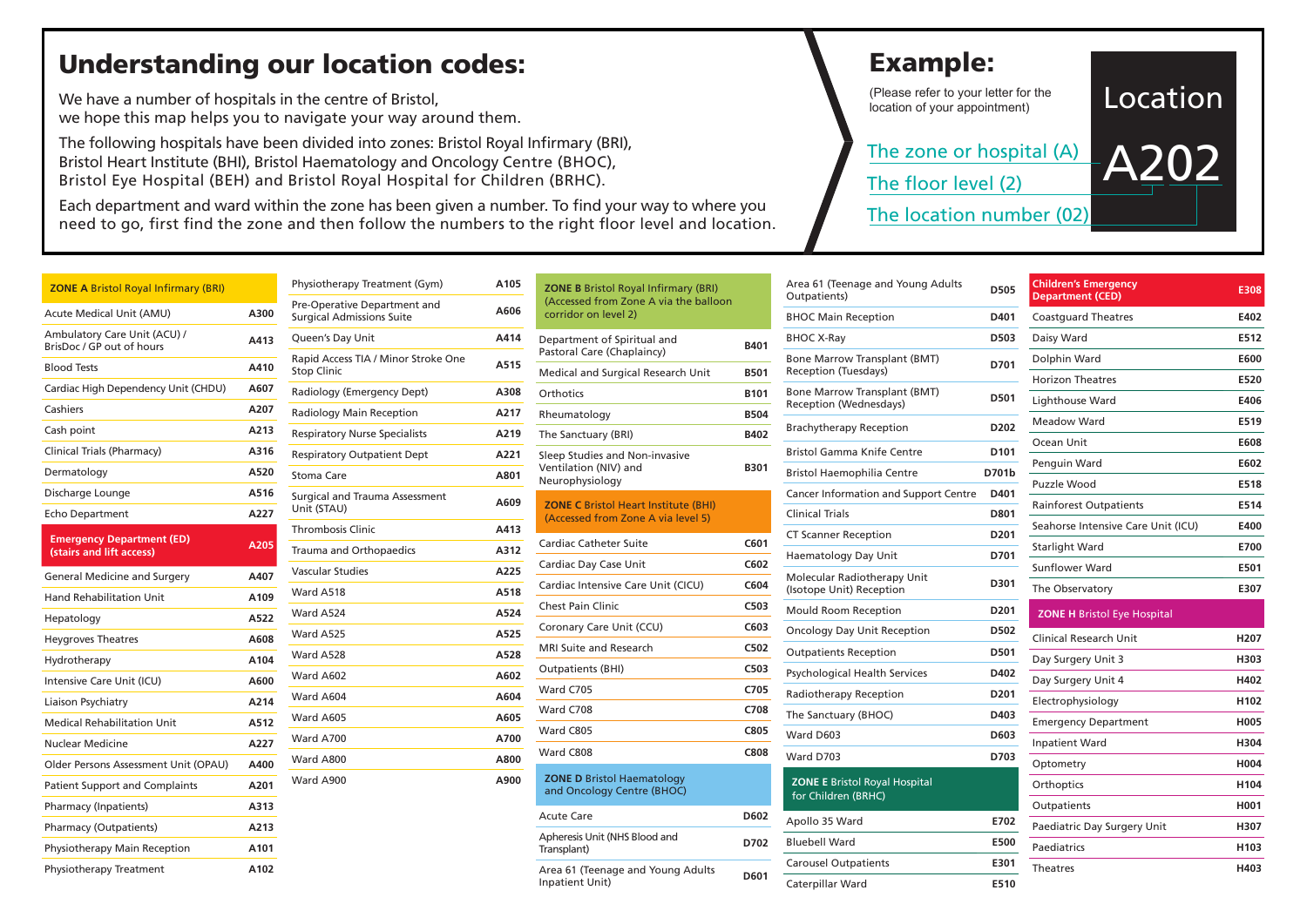# Understanding our location codes:

We have a number of hospitals in the centre of Bristol, we hope this map helps you to navigate your way around them.

The following hospitals have been divided into zones: Bristol Royal Infirmary (BRI), Bristol Heart Institute (BHI), Bristol Haematology and Oncology Centre (BHOC), Bristol Eye Hospital (BEH) and Bristol Royal Hospital for Children (BRHC).

Each department and ward within the zone has been given a number. To find your way to where you need to go, first find the zone and then follow the numbers to the right floor level and location.

## Example:

(Please refer to your letter for the location of your appointment)

**Location A202**

- The zone or hospital (A)
- The floor level (2)
- The location number (02)

## ZONE A Bristol Royal Infirmary (BRI)

| | |
|---|---|
| Acute Medical Unit (AMU) | A300 |
| Ambulatory Care Unit (ACU) / BrisDoc / GP out of hours | A413 |
| Blood Tests | A410 |
| Cardiac High Dependency Unit (CHDU) | A607 |
| Cashiers | A207 |
| Cash point | A213 |
| Clinical Trials (Pharmacy) | A316 |
| Dermatology | A520 |
| Discharge Lounge | A516 |
| Echo Department | A227 |
| **Emergency Department (ED) (stairs and lift access)** | **A205** |
| General Medicine and Surgery | A407 |
| Hand Rehabilitation Unit | A109 |
| Hepatology | A522 |
| Heygroves Theatres | A608 |
| Hydrotherapy | A104 |
| Intensive Care Unit (ICU) | A600 |
| Liaison Psychiatry | A214 |
| Medical Rehabilitation Unit | A512 |
| Nuclear Medicine | A227 |
| Older Persons Assessment Unit (OPAU) | A400 |
| Patient Support and Complaints | A201 |
| Pharmacy (Inpatients) | A313 |
| Pharmacy (Outpatients) | A213 |
| Physiotherapy Main Reception | A101 |
| Physiotherapy Treatment | A102 |
| Physiotherapy Treatment (Gym) | A105 |
| Pre-Operative Department and Surgical Admissions Suite | A606 |
| Queen's Day Unit | A414 |
| Rapid Access TIA / Minor Stroke One Stop Clinic | A515 |
| Radiology (Emergency Dept) | A308 |
| Radiology Main Reception | A217 |
| Respiratory Nurse Specialists | A219 |
| Respiratory Outpatient Dept | A221 |
| Stoma Care | A801 |
| Surgical and Trauma Assessment Unit (STAU) | A609 |
| Thrombosis Clinic | A413 |
| Trauma and Orthopaedics | A312 |
| Vascular Studies | A225 |
| Ward A518 | A518 |
| Ward A524 | A524 |
| Ward A525 | A525 |
| Ward A528 | A528 |
| Ward A602 | A602 |
| Ward A604 | A604 |
| Ward A605 | A605 |
| Ward A700 | A700 |
| Ward A800 | A800 |
| Ward A900 | A900 |

## ZONE B Bristol Royal Infirmary (BRI) (Accessed from Zone A via the balloon corridor on level 2)

| | |
|---|---|
| Department of Spiritual and Pastoral Care (Chaplaincy) | B401 |
| Medical and Surgical Research Unit | B501 |
| Orthotics | B101 |
| Rheumatology | B504 |
| The Sanctuary (BRI) | B402 |
| Sleep Studies and Non-invasive Ventilation (NIV) and Neurophysiology | B301 |

## ZONE C Bristol Heart Institute (BHI) (Accessed from Zone A via level 5)

| | |
|---|---|
| Cardiac Catheter Suite | C601 |
| Cardiac Day Case Unit | C602 |
| Cardiac Intensive Care Unit (CICU) | C604 |
| Chest Pain Clinic | C503 |
| Coronary Care Unit (CCU) | C603 |
| MRI Suite and Research | C502 |
| Outpatients (BHI) | C503 |
| Ward C705 | C705 |
| Ward C708 | C708 |
| Ward C805 | C805 |
| Ward C808 | C808 |

## ZONE D Bristol Haematology and Oncology Centre (BHOC)

| | |
|---|---|
| Acute Care | D602 |
| Apheresis Unit (NHS Blood and Transplant) | D702 |
| Area 61 (Teenage and Young Adults Inpatient Unit) | D601 |
| Area 61 (Teenage and Young Adults Outpatients) | D505 |
| BHOC Main Reception | D401 |
| BHOC X-Ray | D503 |
| Bone Marrow Transplant (BMT) Reception (Tuesdays) | D701 |
| Bone Marrow Transplant (BMT) Reception (Wednesdays) | D501 |
| Brachytherapy Reception | D202 |
| Bristol Gamma Knife Centre | D101 |
| Bristol Haemophilia Centre | D701b |
| Cancer Information and Support Centre | D401 |
| Clinical Trials | D801 |
| CT Scanner Reception | D201 |
| Haematology Day Unit | D701 |
| Molecular Radiotherapy Unit (Isotope Unit) Reception | D301 |
| Mould Room Reception | D201 |
| Oncology Day Unit Reception | D502 |
| Outpatients Reception | D501 |
| Psychological Health Services | D402 |
| Radiotherapy Reception | D201 |
| The Sanctuary (BHOC) | D403 |
| Ward D603 | D603 |
| Ward D703 | D703 |

## ZONE E Bristol Royal Hospital for Children (BRHC)

| | |
|---|---|
| Apollo 35 Ward | E702 |
| Bluebell Ward | E500 |
| Carousel Outpatients | E301 |
| Caterpillar Ward | E510 |
| **Children's Emergency Department (CED)** | **E308** |
| Coastguard Theatres | E402 |
| Daisy Ward | E512 |
| Dolphin Ward | E600 |
| Horizon Theatres | E520 |
| Lighthouse Ward | E406 |
| Meadow Ward | E519 |
| Ocean Unit | E608 |
| Penguin Ward | E602 |
| Puzzle Wood | E518 |
| Rainforest Outpatients | E514 |
| Seahorse Intensive Care Unit (ICU) | E400 |
| Starlight Ward | E700 |
| Sunflower Ward | E501 |
| The Observatory | E307 |

## ZONE H Bristol Eye Hospital

| | |
|---|---|
| Clinical Research Unit | H207 |
| Day Surgery Unit 3 | H303 |
| Day Surgery Unit 4 | H402 |
| Electrophysiology | H102 |
| Emergency Department | H005 |
| Inpatient Ward | H304 |
| Optometry | H004 |
| Orthoptics | H104 |
| Outpatients | H001 |
| Paediatric Day Surgery Unit | H307 |
| Paediatrics | H103 |
| Theatres | H403 |